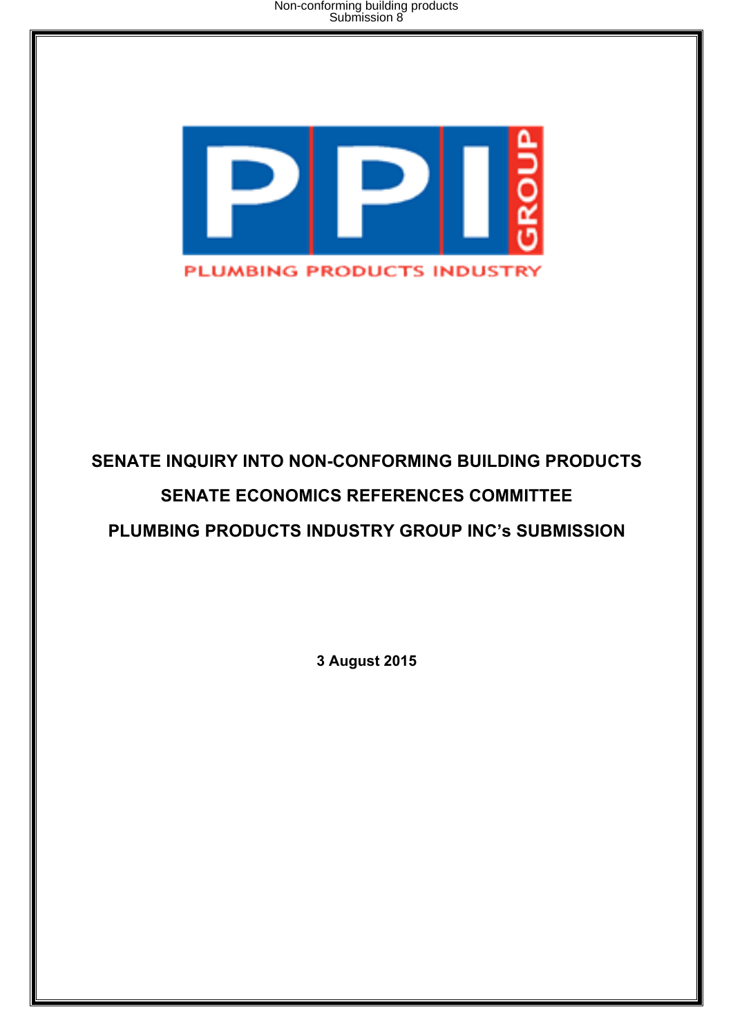PPI GROUP

PLUMBING PRODUCTS INDUSTRY

# SENATE INQUIRY INTO NON-CONFORMING BUILDING PRODUCTS

## SENATE ECONOMICS REFERENCES COMMITTEE

## PLUMBING PRODUCTS INDUSTRY GROUP INC's SUBMISSION

**3 August 2015**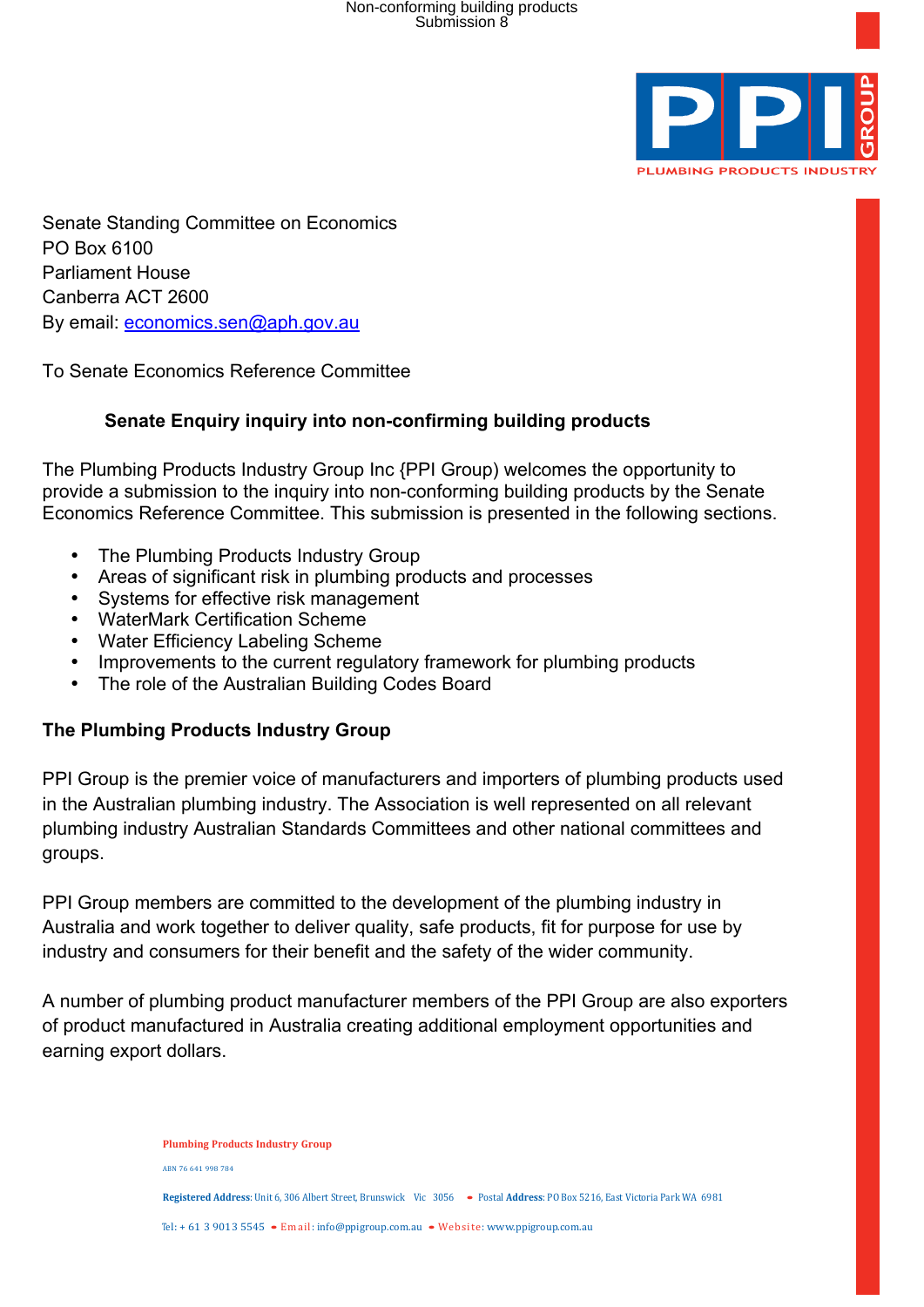Senate Standing Committee on Economics
PO Box 6100
Parliament House
Canberra ACT 2600
By email: economics.sen@aph.gov.au

To Senate Economics Reference Committee

**Senate Enquiry inquiry into non-confirming building products**

The Plumbing Products Industry Group Inc {PPI Group) welcomes the opportunity to provide a submission to the inquiry into non-conforming building products by the Senate Economics Reference Committee. This submission is presented in the following sections.

- The Plumbing Products Industry Group
- Areas of significant risk in plumbing products and processes
- Systems for effective risk management
- WaterMark Certification Scheme
- Water Efficiency Labeling Scheme
- Improvements to the current regulatory framework for plumbing products
- The role of the Australian Building Codes Board

## The Plumbing Products Industry Group

PPI Group is the premier voice of manufacturers and importers of plumbing products used in the Australian plumbing industry. The Association is well represented on all relevant plumbing industry Australian Standards Committees and other national committees and groups.

PPI Group members are committed to the development of the plumbing industry in Australia and work together to deliver quality, safe products, fit for purpose for use by industry and consumers for their benefit and the safety of the wider community.

A number of plumbing product manufacturer members of the PPI Group are also exporters of product manufactured in Australia creating additional employment opportunities and earning export dollars.

**Plumbing Products Industry Group**

ABN 76 641 998 784

**Registered Address**: Unit 6, 306 Albert Street, Brunswick Vic 3056 • Postal **Address**: PO Box 5216, East Victoria Park WA 6981

Tel: + 61 3 9013 5545 • Email: info@ppigroup.com.au • Website: www.ppigroup.com.au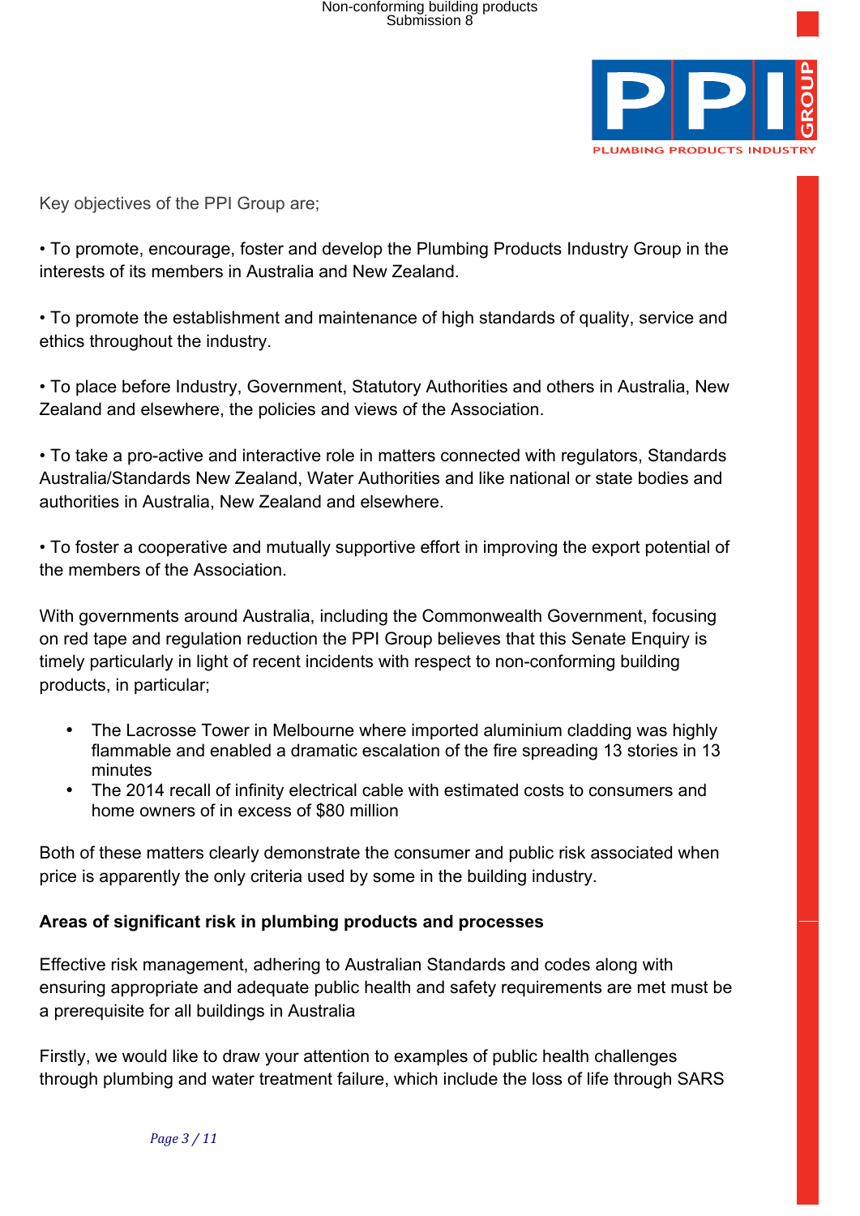Key objectives of the PPI Group are;

• To promote, encourage, foster and develop the Plumbing Products Industry Group in the interests of its members in Australia and New Zealand.

• To promote the establishment and maintenance of high standards of quality, service and ethics throughout the industry.

• To place before Industry, Government, Statutory Authorities and others in Australia, New Zealand and elsewhere, the policies and views of the Association.

• To take a pro-active and interactive role in matters connected with regulators, Standards Australia/Standards New Zealand, Water Authorities and like national or state bodies and authorities in Australia, New Zealand and elsewhere.

• To foster a cooperative and mutually supportive effort in improving the export potential of the members of the Association.

With governments around Australia, including the Commonwealth Government, focusing on red tape and regulation reduction the PPI Group believes that this Senate Enquiry is timely particularly in light of recent incidents with respect to non-conforming building products, in particular;

- The Lacrosse Tower in Melbourne where imported aluminium cladding was highly flammable and enabled a dramatic escalation of the fire spreading 13 stories in 13 minutes
- The 2014 recall of infinity electrical cable with estimated costs to consumers and home owners of in excess of $80 million

Both of these matters clearly demonstrate the consumer and public risk associated when price is apparently the only criteria used by some in the building industry.

**Areas of significant risk in plumbing products and processes**

Effective risk management, adhering to Australian Standards and codes along with ensuring appropriate and adequate public health and safety requirements are met must be a prerequisite for all buildings in Australia

Firstly, we would like to draw your attention to examples of public health challenges through plumbing and water treatment failure, which include the loss of life through SARS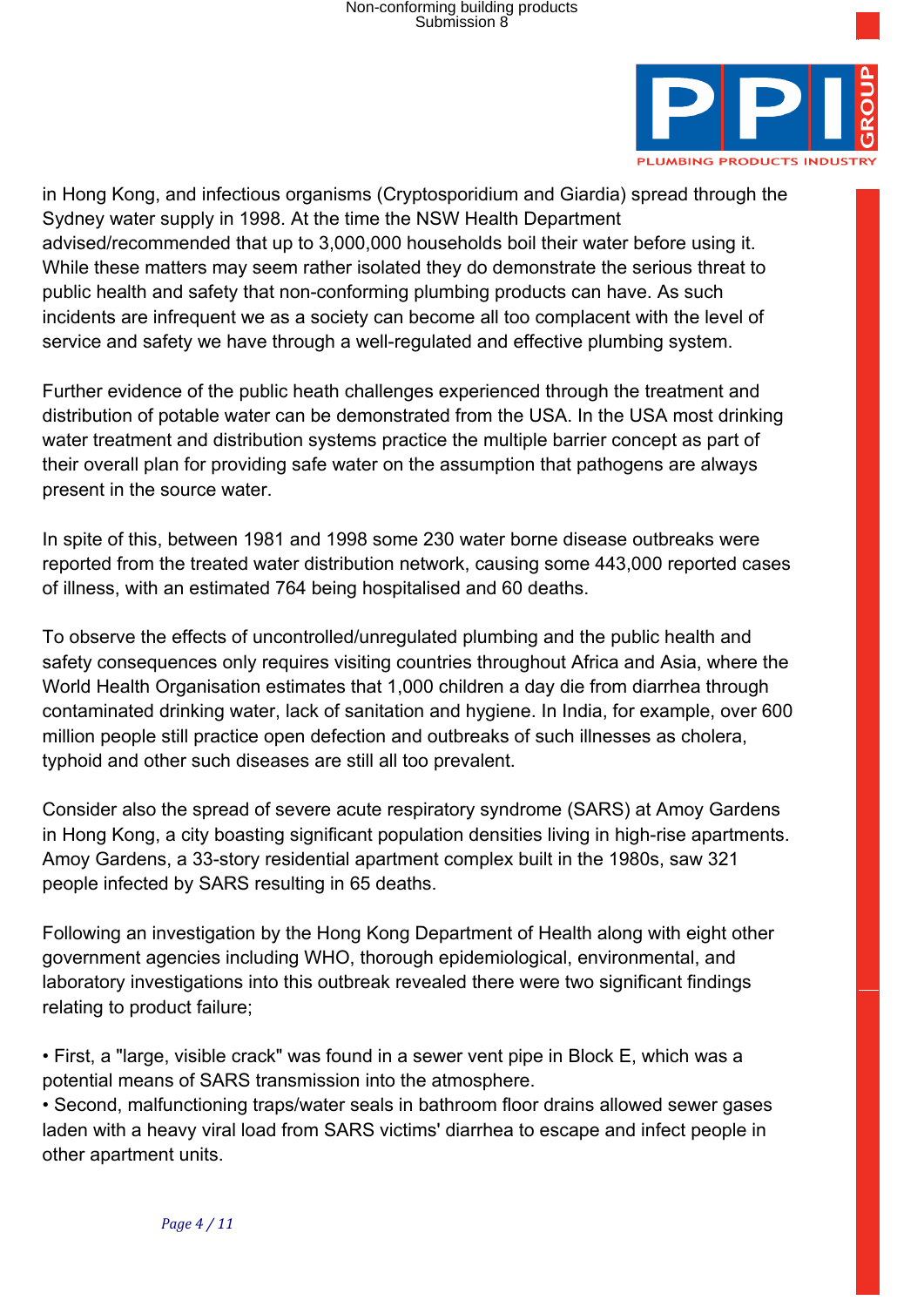in Hong Kong, and infectious organisms (Cryptosporidium and Giardia) spread through the Sydney water supply in 1998. At the time the NSW Health Department advised/recommended that up to 3,000,000 households boil their water before using it. While these matters may seem rather isolated they do demonstrate the serious threat to public health and safety that non-conforming plumbing products can have. As such incidents are infrequent we as a society can become all too complacent with the level of service and safety we have through a well-regulated and effective plumbing system.

Further evidence of the public heath challenges experienced through the treatment and distribution of potable water can be demonstrated from the USA. In the USA most drinking water treatment and distribution systems practice the multiple barrier concept as part of their overall plan for providing safe water on the assumption that pathogens are always present in the source water.

In spite of this, between 1981 and 1998 some 230 water borne disease outbreaks were reported from the treated water distribution network, causing some 443,000 reported cases of illness, with an estimated 764 being hospitalised and 60 deaths.

To observe the effects of uncontrolled/unregulated plumbing and the public health and safety consequences only requires visiting countries throughout Africa and Asia, where the World Health Organisation estimates that 1,000 children a day die from diarrhea through contaminated drinking water, lack of sanitation and hygiene. In India, for example, over 600 million people still practice open defection and outbreaks of such illnesses as cholera, typhoid and other such diseases are still all too prevalent.

Consider also the spread of severe acute respiratory syndrome (SARS) at Amoy Gardens in Hong Kong, a city boasting significant population densities living in high-rise apartments. Amoy Gardens, a 33-story residential apartment complex built in the 1980s, saw 321 people infected by SARS resulting in 65 deaths.

Following an investigation by the Hong Kong Department of Health along with eight other government agencies including WHO, thorough epidemiological, environmental, and laboratory investigations into this outbreak revealed there were two significant findings relating to product failure;

- First, a "large, visible crack" was found in a sewer vent pipe in Block E, which was a potential means of SARS transmission into the atmosphere.
- Second, malfunctioning traps/water seals in bathroom floor drains allowed sewer gases laden with a heavy viral load from SARS victims' diarrhea to escape and infect people in other apartment units.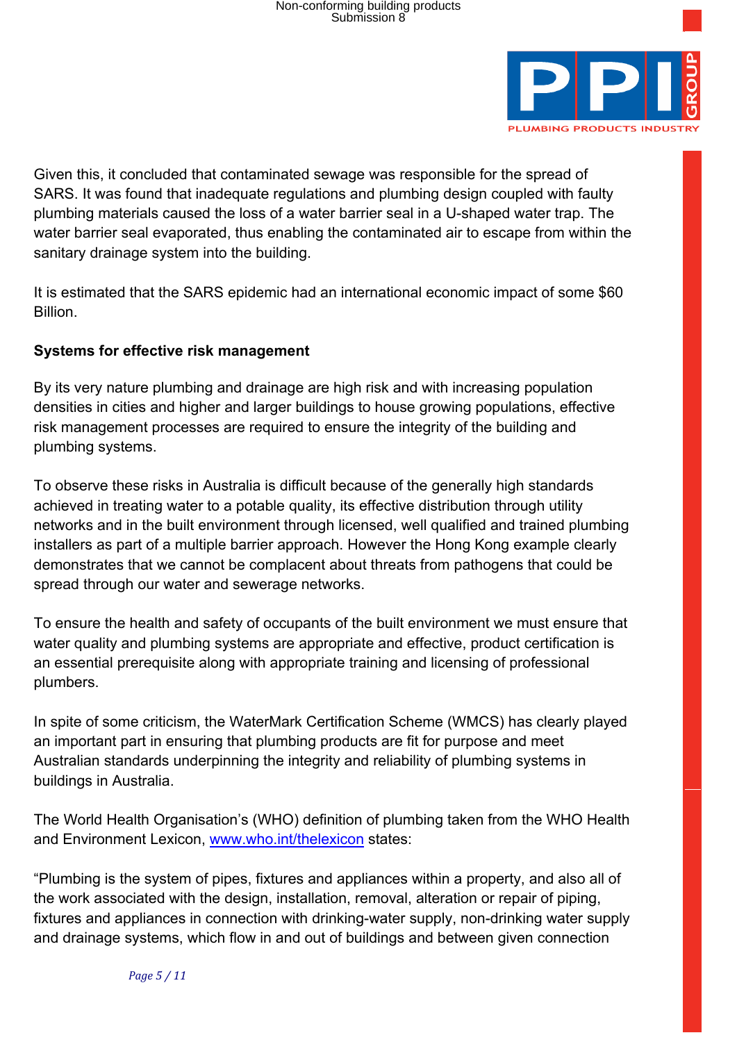Given this, it concluded that contaminated sewage was responsible for the spread of SARS. It was found that inadequate regulations and plumbing design coupled with faulty plumbing materials caused the loss of a water barrier seal in a U-shaped water trap. The water barrier seal evaporated, thus enabling the contaminated air to escape from within the sanitary drainage system into the building.

It is estimated that the SARS epidemic had an international economic impact of some $60 Billion.

**Systems for effective risk management**

By its very nature plumbing and drainage are high risk and with increasing population densities in cities and higher and larger buildings to house growing populations, effective risk management processes are required to ensure the integrity of the building and plumbing systems.

To observe these risks in Australia is difficult because of the generally high standards achieved in treating water to a potable quality, its effective distribution through utility networks and in the built environment through licensed, well qualified and trained plumbing installers as part of a multiple barrier approach. However the Hong Kong example clearly demonstrates that we cannot be complacent about threats from pathogens that could be spread through our water and sewerage networks.

To ensure the health and safety of occupants of the built environment we must ensure that water quality and plumbing systems are appropriate and effective, product certification is an essential prerequisite along with appropriate training and licensing of professional plumbers.

In spite of some criticism, the WaterMark Certification Scheme (WMCS) has clearly played an important part in ensuring that plumbing products are fit for purpose and meet Australian standards underpinning the integrity and reliability of plumbing systems in buildings in Australia.

The World Health Organisation's (WHO) definition of plumbing taken from the WHO Health and Environment Lexicon, [www.who.int/thelexicon](www.who.int/thelexicon) states:

"Plumbing is the system of pipes, fixtures and appliances within a property, and also all of the work associated with the design, installation, removal, alteration or repair of piping, fixtures and appliances in connection with drinking-water supply, non-drinking water supply and drainage systems, which flow in and out of buildings and between given connection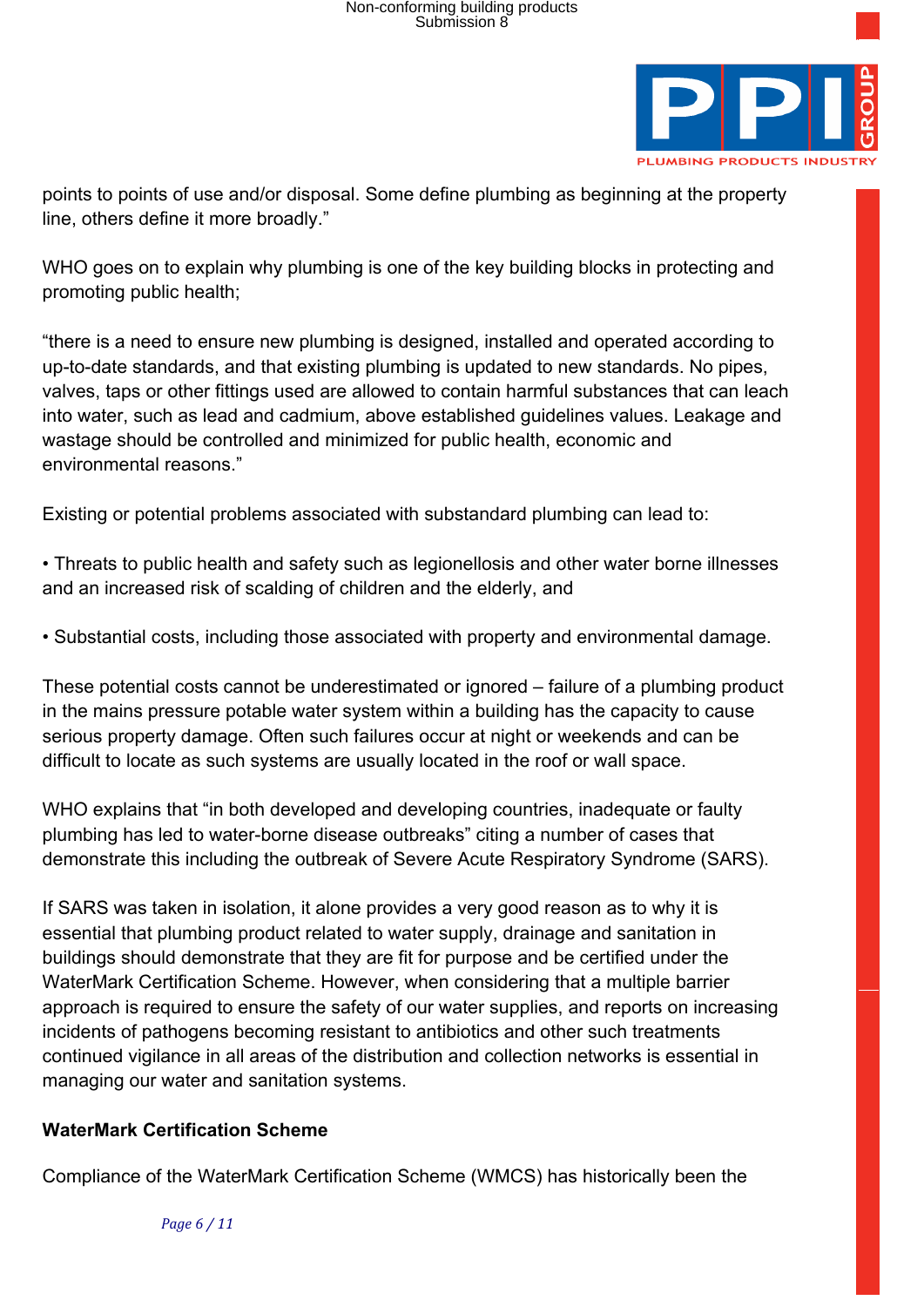points to points of use and/or disposal. Some define plumbing as beginning at the property line, others define it more broadly."

WHO goes on to explain why plumbing is one of the key building blocks in protecting and promoting public health;

"there is a need to ensure new plumbing is designed, installed and operated according to up-to-date standards, and that existing plumbing is updated to new standards. No pipes, valves, taps or other fittings used are allowed to contain harmful substances that can leach into water, such as lead and cadmium, above established guidelines values. Leakage and wastage should be controlled and minimized for public health, economic and environmental reasons."

Existing or potential problems associated with substandard plumbing can lead to:

• Threats to public health and safety such as legionellosis and other water borne illnesses and an increased risk of scalding of children and the elderly, and

• Substantial costs, including those associated with property and environmental damage.

These potential costs cannot be underestimated or ignored – failure of a plumbing product in the mains pressure potable water system within a building has the capacity to cause serious property damage. Often such failures occur at night or weekends and can be difficult to locate as such systems are usually located in the roof or wall space.

WHO explains that "in both developed and developing countries, inadequate or faulty plumbing has led to water-borne disease outbreaks" citing a number of cases that demonstrate this including the outbreak of Severe Acute Respiratory Syndrome (SARS).

If SARS was taken in isolation, it alone provides a very good reason as to why it is essential that plumbing product related to water supply, drainage and sanitation in buildings should demonstrate that they are fit for purpose and be certified under the WaterMark Certification Scheme. However, when considering that a multiple barrier approach is required to ensure the safety of our water supplies, and reports on increasing incidents of pathogens becoming resistant to antibiotics and other such treatments continued vigilance in all areas of the distribution and collection networks is essential in managing our water and sanitation systems.

**WaterMark Certification Scheme**

Compliance of the WaterMark Certification Scheme (WMCS) has historically been the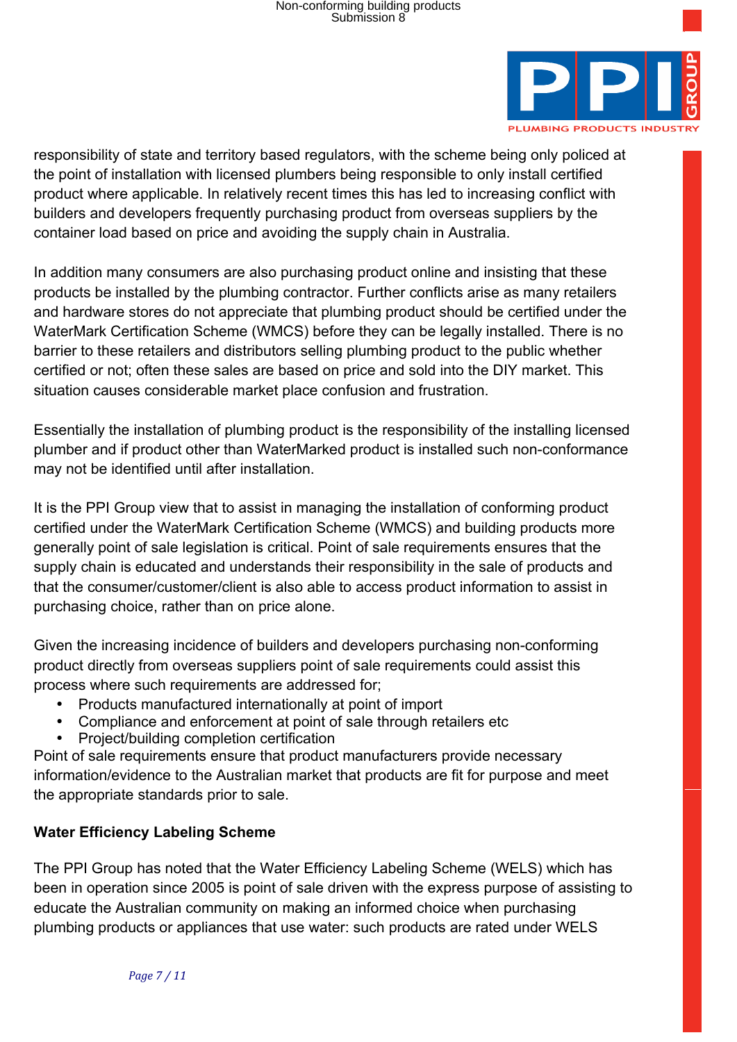responsibility of state and territory based regulators, with the scheme being only policed at the point of installation with licensed plumbers being responsible to only install certified product where applicable. In relatively recent times this has led to increasing conflict with builders and developers frequently purchasing product from overseas suppliers by the container load based on price and avoiding the supply chain in Australia.

In addition many consumers are also purchasing product online and insisting that these products be installed by the plumbing contractor. Further conflicts arise as many retailers and hardware stores do not appreciate that plumbing product should be certified under the WaterMark Certification Scheme (WMCS) before they can be legally installed. There is no barrier to these retailers and distributors selling plumbing product to the public whether certified or not; often these sales are based on price and sold into the DIY market. This situation causes considerable market place confusion and frustration.

Essentially the installation of plumbing product is the responsibility of the installing licensed plumber and if product other than WaterMarked product is installed such non-conformance may not be identified until after installation.

It is the PPI Group view that to assist in managing the installation of conforming product certified under the WaterMark Certification Scheme (WMCS) and building products more generally point of sale legislation is critical. Point of sale requirements ensures that the supply chain is educated and understands their responsibility in the sale of products and that the consumer/customer/client is also able to access product information to assist in purchasing choice, rather than on price alone.

Given the increasing incidence of builders and developers purchasing non-conforming product directly from overseas suppliers point of sale requirements could assist this process where such requirements are addressed for;

- Products manufactured internationally at point of import
- Compliance and enforcement at point of sale through retailers etc
- Project/building completion certification

Point of sale requirements ensure that product manufacturers provide necessary information/evidence to the Australian market that products are fit for purpose and meet the appropriate standards prior to sale.

**Water Efficiency Labeling Scheme**

The PPI Group has noted that the Water Efficiency Labeling Scheme (WELS) which has been in operation since 2005 is point of sale driven with the express purpose of assisting to educate the Australian community on making an informed choice when purchasing plumbing products or appliances that use water: such products are rated under WELS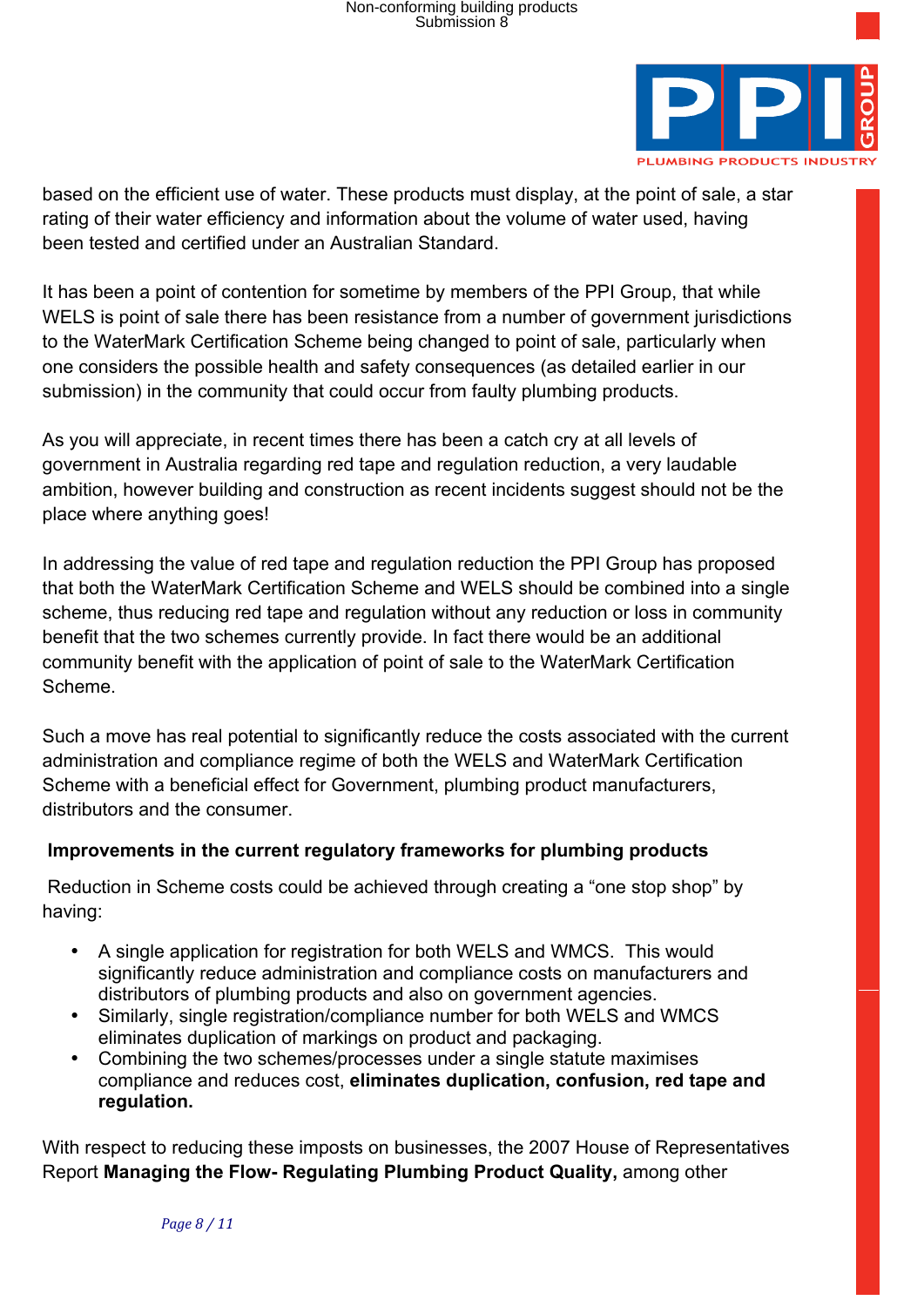based on the efficient use of water. These products must display, at the point of sale, a star rating of their water efficiency and information about the volume of water used, having been tested and certified under an Australian Standard.

It has been a point of contention for sometime by members of the PPI Group, that while WELS is point of sale there has been resistance from a number of government jurisdictions to the WaterMark Certification Scheme being changed to point of sale, particularly when one considers the possible health and safety consequences (as detailed earlier in our submission) in the community that could occur from faulty plumbing products.

As you will appreciate, in recent times there has been a catch cry at all levels of government in Australia regarding red tape and regulation reduction, a very laudable ambition, however building and construction as recent incidents suggest should not be the place where anything goes!

In addressing the value of red tape and regulation reduction the PPI Group has proposed that both the WaterMark Certification Scheme and WELS should be combined into a single scheme, thus reducing red tape and regulation without any reduction or loss in community benefit that the two schemes currently provide. In fact there would be an additional community benefit with the application of point of sale to the WaterMark Certification Scheme.

Such a move has real potential to significantly reduce the costs associated with the current administration and compliance regime of both the WELS and WaterMark Certification Scheme with a beneficial effect for Government, plumbing product manufacturers, distributors and the consumer.

**Improvements in the current regulatory frameworks for plumbing products**

Reduction in Scheme costs could be achieved through creating a "one stop shop" by having:

- A single application for registration for both WELS and WMCS. This would significantly reduce administration and compliance costs on manufacturers and distributors of plumbing products and also on government agencies.
- Similarly, single registration/compliance number for both WELS and WMCS eliminates duplication of markings on product and packaging.
- Combining the two schemes/processes under a single statute maximises compliance and reduces cost, **eliminates duplication, confusion, red tape and regulation.**

With respect to reducing these imposts on businesses, the 2007 House of Representatives Report **Managing the Flow- Regulating Plumbing Product Quality,** among other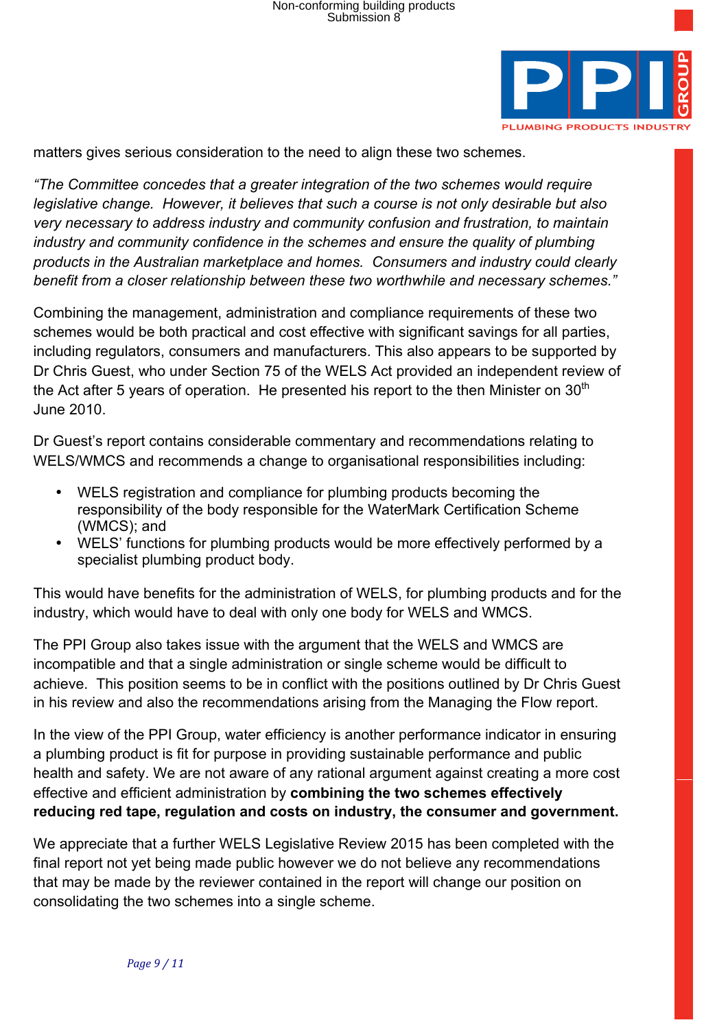matters gives serious consideration to the need to align these two schemes.

*"The Committee concedes that a greater integration of the two schemes would require legislative change. However, it believes that such a course is not only desirable but also very necessary to address industry and community confusion and frustration, to maintain industry and community confidence in the schemes and ensure the quality of plumbing products in the Australian marketplace and homes. Consumers and industry could clearly benefit from a closer relationship between these two worthwhile and necessary schemes."*

Combining the management, administration and compliance requirements of these two schemes would be both practical and cost effective with significant savings for all parties, including regulators, consumers and manufacturers. This also appears to be supported by Dr Chris Guest, who under Section 75 of the WELS Act provided an independent review of the Act after 5 years of operation. He presented his report to the then Minister on 30th June 2010.

Dr Guest's report contains considerable commentary and recommendations relating to WELS/WMCS and recommends a change to organisational responsibilities including:

- WELS registration and compliance for plumbing products becoming the responsibility of the body responsible for the WaterMark Certification Scheme (WMCS); and
- WELS' functions for plumbing products would be more effectively performed by a specialist plumbing product body.

This would have benefits for the administration of WELS, for plumbing products and for the industry, which would have to deal with only one body for WELS and WMCS.

The PPI Group also takes issue with the argument that the WELS and WMCS are incompatible and that a single administration or single scheme would be difficult to achieve. This position seems to be in conflict with the positions outlined by Dr Chris Guest in his review and also the recommendations arising from the Managing the Flow report.

In the view of the PPI Group, water efficiency is another performance indicator in ensuring a plumbing product is fit for purpose in providing sustainable performance and public health and safety. We are not aware of any rational argument against creating a more cost effective and efficient administration by **combining the two schemes effectively reducing red tape, regulation and costs on industry, the consumer and government.**

We appreciate that a further WELS Legislative Review 2015 has been completed with the final report not yet being made public however we do not believe any recommendations that may be made by the reviewer contained in the report will change our position on consolidating the two schemes into a single scheme.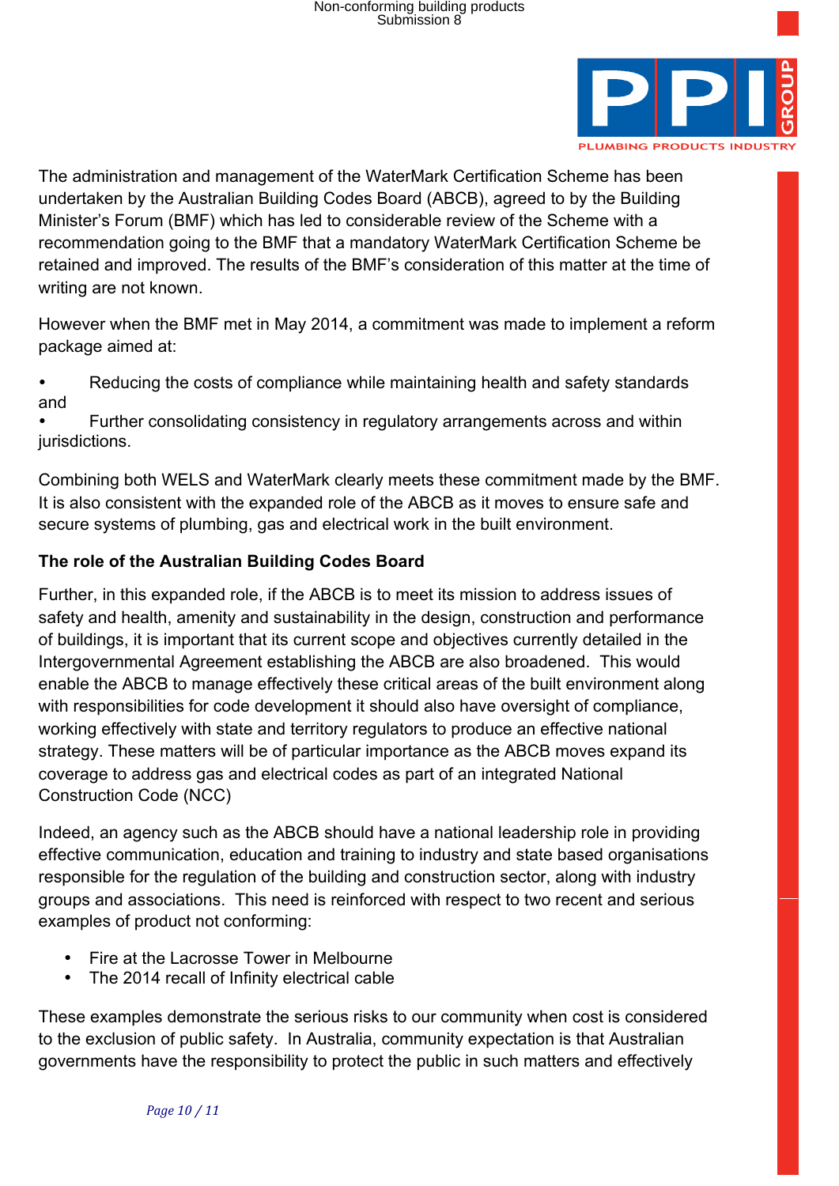The administration and management of the WaterMark Certification Scheme has been undertaken by the Australian Building Codes Board (ABCB), agreed to by the Building Minister's Forum (BMF) which has led to considerable review of the Scheme with a recommendation going to the BMF that a mandatory WaterMark Certification Scheme be retained and improved. The results of the BMF's consideration of this matter at the time of writing are not known.

However when the BMF met in May 2014, a commitment was made to implement a reform package aimed at:

- Reducing the costs of compliance while maintaining health and safety standards and
- Further consolidating consistency in regulatory arrangements across and within jurisdictions.

Combining both WELS and WaterMark clearly meets these commitment made by the BMF. It is also consistent with the expanded role of the ABCB as it moves to ensure safe and secure systems of plumbing, gas and electrical work in the built environment.

**The role of the Australian Building Codes Board**

Further, in this expanded role, if the ABCB is to meet its mission to address issues of safety and health, amenity and sustainability in the design, construction and performance of buildings, it is important that its current scope and objectives currently detailed in the Intergovernmental Agreement establishing the ABCB are also broadened. This would enable the ABCB to manage effectively these critical areas of the built environment along with responsibilities for code development it should also have oversight of compliance, working effectively with state and territory regulators to produce an effective national strategy. These matters will be of particular importance as the ABCB moves expand its coverage to address gas and electrical codes as part of an integrated National Construction Code (NCC)

Indeed, an agency such as the ABCB should have a national leadership role in providing effective communication, education and training to industry and state based organisations responsible for the regulation of the building and construction sector, along with industry groups and associations. This need is reinforced with respect to two recent and serious examples of product not conforming:

- Fire at the Lacrosse Tower in Melbourne
- The 2014 recall of Infinity electrical cable

These examples demonstrate the serious risks to our community when cost is considered to the exclusion of public safety. In Australia, community expectation is that Australian governments have the responsibility to protect the public in such matters and effectively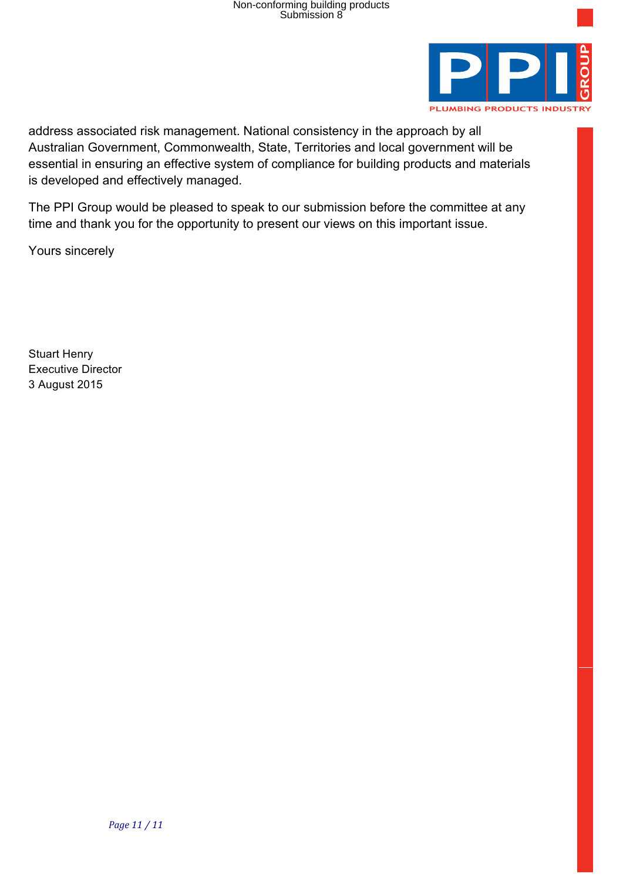address associated risk management. National consistency in the approach by all Australian Government, Commonwealth, State, Territories and local government will be essential in ensuring an effective system of compliance for building products and materials is developed and effectively managed.

The PPI Group would be pleased to speak to our submission before the committee at any time and thank you for the opportunity to present our views on this important issue.

Yours sincerely

Stuart Henry
Executive Director
3 August 2015